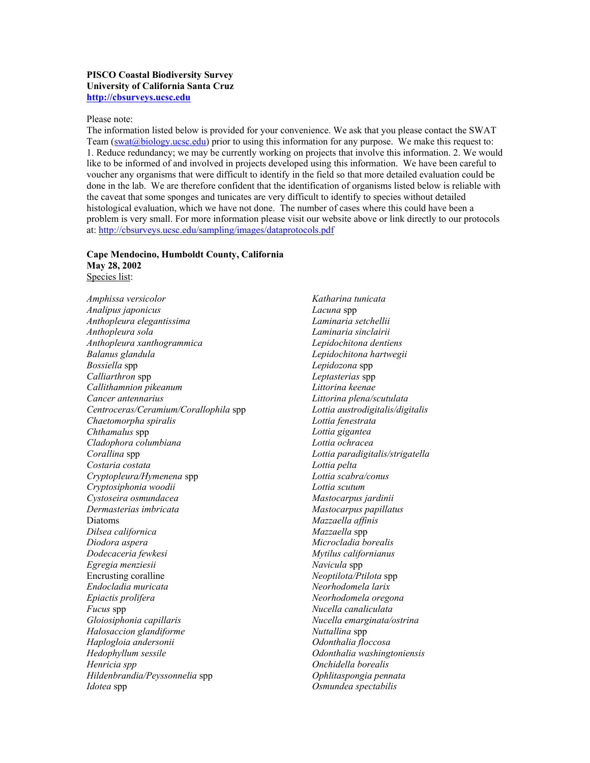**PISCO Coastal Biodiversity Survey**
**University of California Santa Cruz**
**http://cbsurveys.ucsc.edu**

Please note:
The information listed below is provided for your convenience. We ask that you please contact the SWAT Team (swat@biology.ucsc.edu) prior to using this information for any purpose. We make this request to: 1. Reduce redundancy; we may be currently working on projects that involve this information. 2. We would like to be informed of and involved in projects developed using this information. We have been careful to voucher any organisms that were difficult to identify in the field so that more detailed evaluation could be done in the lab. We are therefore confident that the identification of organisms listed below is reliable with the caveat that some sponges and tunicates are very difficult to identify to species without detailed histological evaluation, which we have not done. The number of cases where this could have been a problem is very small. For more information please visit our website above or link directly to our protocols at: http://cbsurveys.ucsc.edu/sampling/images/dataprotocols.pdf

**Cape Mendocino, Humboldt County, California**
**May 28, 2002**
Species list:

*Amphissa versicolor*
*Analipus japonicus*
*Anthopleura elegantissima*
*Anthopleura sola*
*Anthopleura xanthogrammica*
*Balanus glandula*
*Bossiella* spp
*Calliarthron* spp
*Callithamnion pikeanum*
*Cancer antennarius*
*Centroceras/Ceramium/Corallophila* spp
*Chaetomorpha spiralis*
*Chthamalus* spp
*Cladophora columbiana*
*Corallina* spp
*Costaria costata*
*Cryptopleura/Hymenena* spp
*Cryptosiphonia woodii*
*Cystoseira osmundacea*
*Dermasterias imbricata*
Diatoms
*Dilsea californica*
*Diodora aspera*
*Dodecaceria fewkesi*
*Egregia menziesii*
Encrusting coralline
*Endocladia muricata*
*Epiactis prolifera*
*Fucus* spp
*Gloiosiphonia capillaris*
*Halosaccion glandiforme*
*Haplogloia andersonii*
*Hedophyllum sessile*
*Henricia spp*
*Hildenbrandia/Peyssonnelia* spp
*Idotea* spp
*Katharina tunicata*
*Lacuna* spp
*Laminaria setchellii*
*Laminaria sinclairii*
*Lepidochitona dentiens*
*Lepidochitona hartwegii*
*Lepidozona* spp
*Leptasterias* spp
*Littorina keenae*
*Littorina plena/scutulata*
*Lottia austrodigitalis/digitalis*
*Lottia fenestrata*
*Lottia gigantea*
*Lottia ochracea*
*Lottia paradigitalis/strigatella*
*Lottia pelta*
*Lottia scabra/conus*
*Lottia scutum*
*Mastocarpus jardinii*
*Mastocarpus papillatus*
*Mazzaella affinis*
*Mazzaella* spp
*Microcladia borealis*
*Mytilus californianus*
*Navicula* spp
*Neoptilota/Ptilota* spp
*Neorhodomela larix*
*Neorhodomela oregona*
*Nucella canaliculata*
*Nucella emarginata/ostrina*
*Nuttallina* spp
*Odonthalia floccosa*
*Odonthalia washingtoniensis*
*Onchidella borealis*
*Ophlitaspongia pennata*
*Osmundea spectabilis*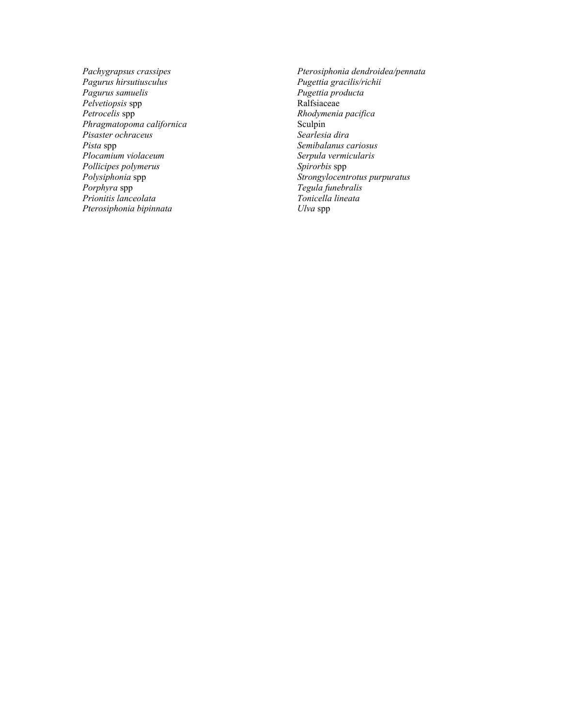*Pachygrapsus crassipes*
*Pagurus hirsutiusculus*
*Pagurus samuelis*
*Pelvetiopsis* spp
*Petrocelis* spp
*Phragmatopoma californica*
*Pisaster ochraceus*
*Pista* spp
*Plocamium violaceum*
*Pollicipes polymerus*
*Polysiphonia* spp
*Porphyra* spp
*Prionitis lanceolata*
*Pterosiphonia bipinnata*
*Pterosiphonia dendroidea/pennata*
*Pugettia gracilis/richii*
*Pugettia producta*
Ralfsiaceae
*Rhodymenia pacifica*
Sculpin
*Searlesia dira*
*Semibalanus cariosus*
*Serpula vermicularis*
*Spirorbis* spp
*Strongylocentrotus purpuratus*
*Tegula funebralis*
*Tonicella lineata*
*Ulva* spp